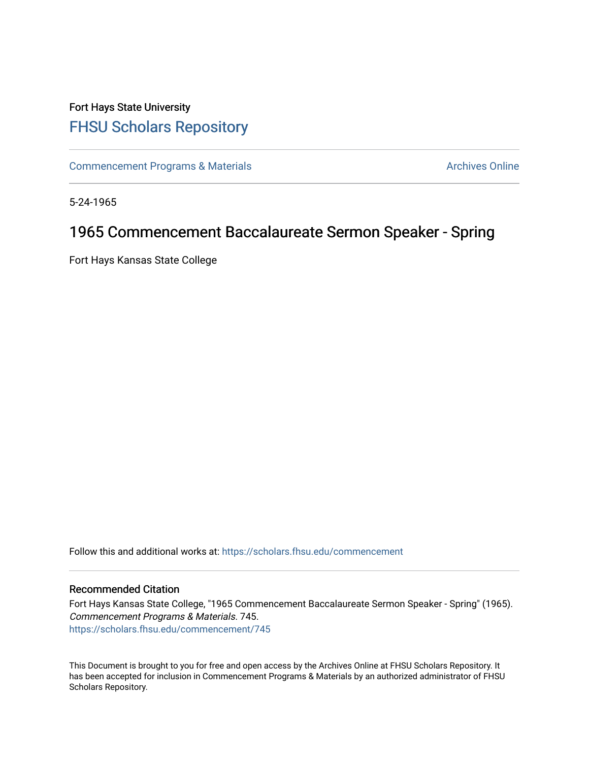Fort Hays State University

# FHSU Scholars Repository

Commencement Programs & Materials

Archives Online

5-24-1965

## 1965 Commencement Baccalaureate Sermon Speaker - Spring

Fort Hays Kansas State College

Follow this and additional works at: https://scholars.fhsu.edu/commencement

### Recommended Citation

Fort Hays Kansas State College, "1965 Commencement Baccalaureate Sermon Speaker - Spring" (1965). *Commencement Programs & Materials*. 745.
https://scholars.fhsu.edu/commencement/745

This Document is brought to you for free and open access by the Archives Online at FHSU Scholars Repository. It has been accepted for inclusion in Commencement Programs & Materials by an authorized administrator of FHSU Scholars Repository.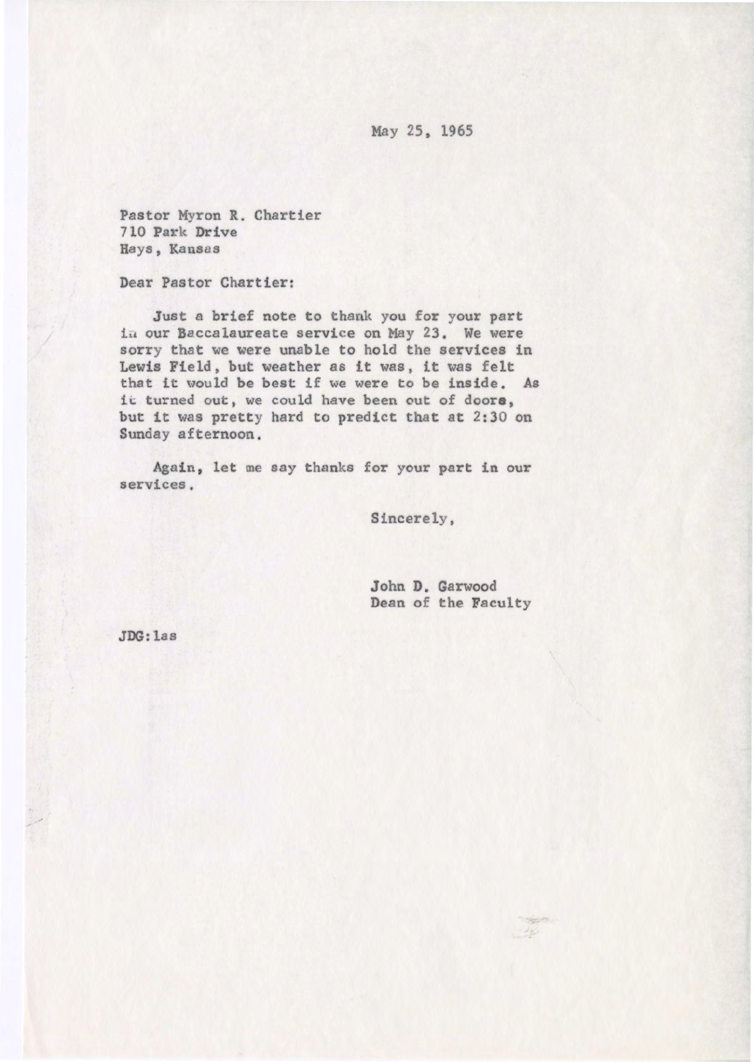May 25, 1965

Pastor Myron R. Chartier
710 Park Drive
Hays, Kansas

Dear Pastor Chartier:

Just a brief note to thank you for your part in our Baccalaureate service on May 23. We were sorry that we were unable to hold the services in Lewis Field, but weather as it was, it was felt that it would be best if we were to be inside. As it turned out, we could have been out of doors, but it was pretty hard to predict that at 2:30 on Sunday afternoon.

Again, let me say thanks for your part in our services.

Sincerely,

John D. Garwood
Dean of the Faculty

JDG:las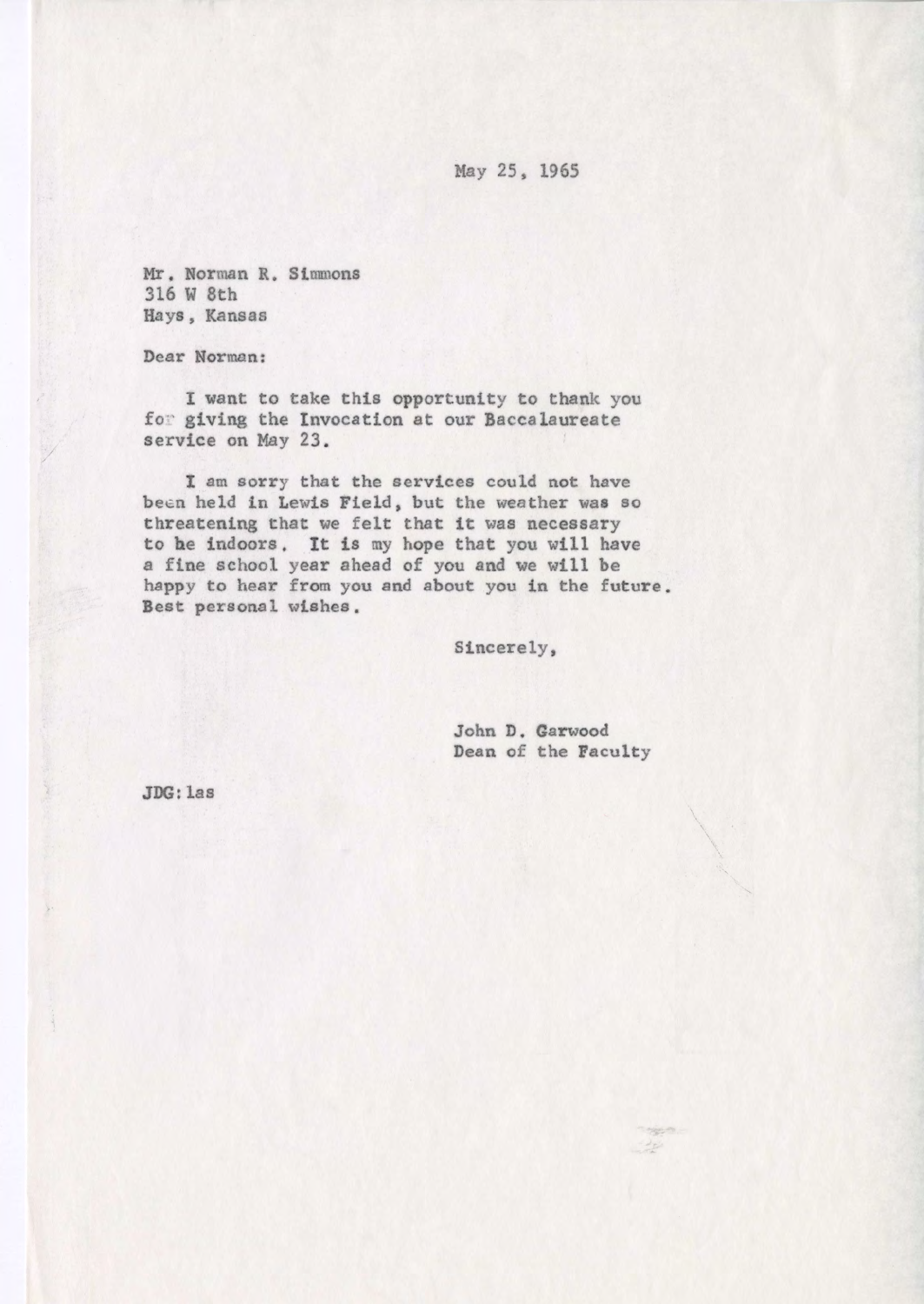May 25, 1965

Mr. Norman R. Simmons
316 W 8th
Hays, Kansas

Dear Norman:

I want to take this opportunity to thank you for giving the Invocation at our Baccalaureate service on May 23.

I am sorry that the services could not have been held in Lewis Field, but the weather was so threatening that we felt that it was necessary to be indoors. It is my hope that you will have a fine school year ahead of you and we will be happy to hear from you and about you in the future. Best personal wishes.

Sincerely,

John D. Garwood
Dean of the Faculty

JDG:las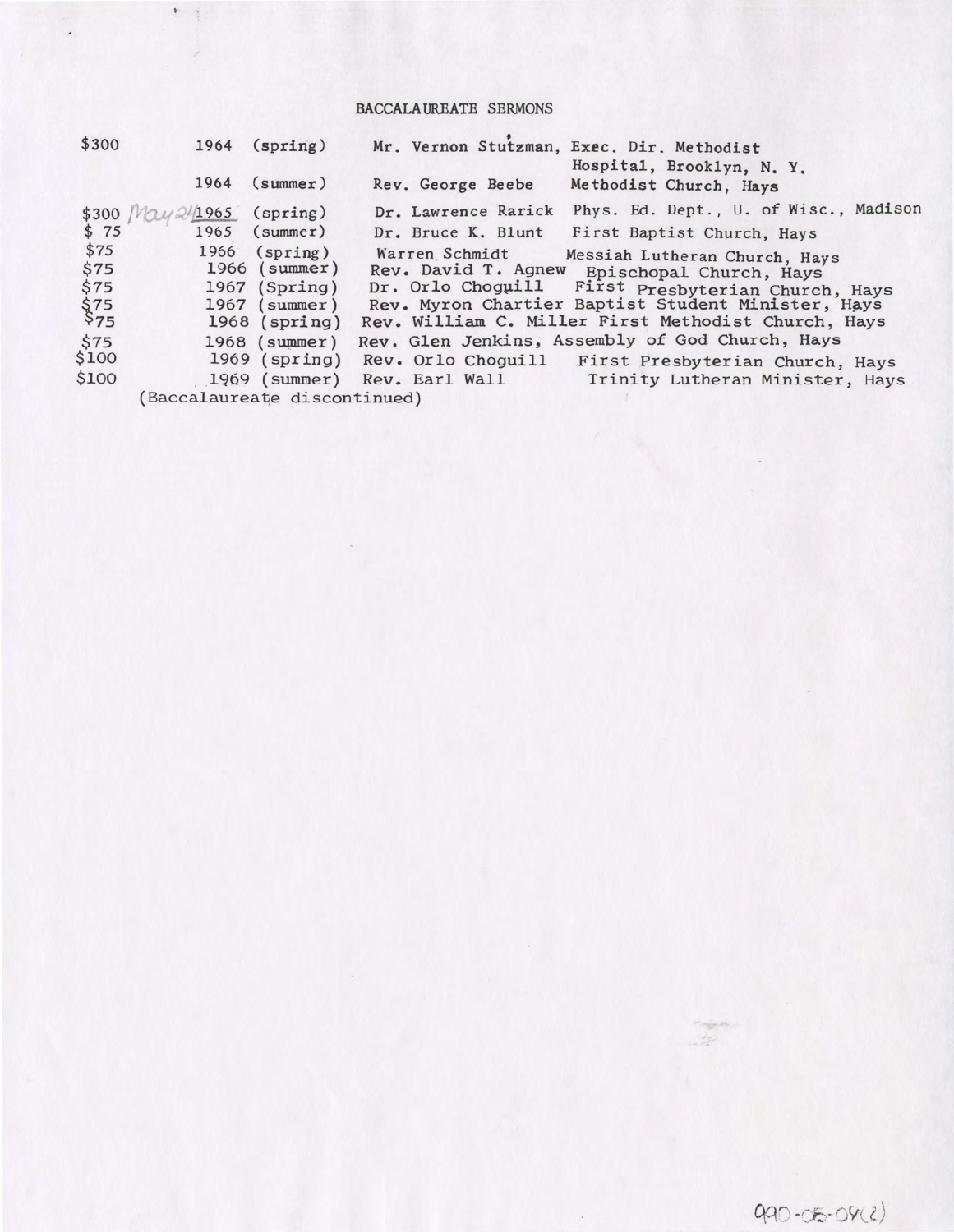# BACCALAUREATE SERMONS

| | | | | |
|---|---|---|---|---|
| $300 | 1964 | (spring) | Mr. Vernon Stutzman, | Exec. Dir. Methodist Hospital, Brooklyn, N. Y. |
| | 1964 | (summer) | Rev. George Beebe | Methodist Church, Hays |
| $300 May 24 | 1965 | (spring) | Dr. Lawrence Rarick | Phys. Ed. Dept., U. of Wisc., Madison |
| $ 75 | 1965 | (summer) | Dr. Bruce K. Blunt | First Baptist Church, Hays |
| $75 | 1966 | (spring) | Warren Schmidt | Messiah Lutheran Church, Hays |
| $75 | 1966 | (summer) | Rev. David T. Agnew | Epischopal Church, Hays |
| $75 | 1967 | (Spring) | Dr. Orlo Choguill | First Presbyterian Church, Hays |
| $75 | 1967 | (summer) | Rev. Myron Chartier | Baptist Student Minister, Hays |
| $75 | 1968 | (spring) | Rev. William C. Miller | First Methodist Church, Hays |
| $75 | 1968 | (summer) | Rev. Glen Jenkins, | Assembly of God Church, Hays |
| $100 | 1969 | (spring) | Rev. Orlo Choguill | First Presbyterian Church, Hays |
| $100 | 1969 | (summer) | Rev. Earl Wall | Trinity Lutheran Minister, Hays |

(Baccalaureate discontinued)

990-05-09(2)